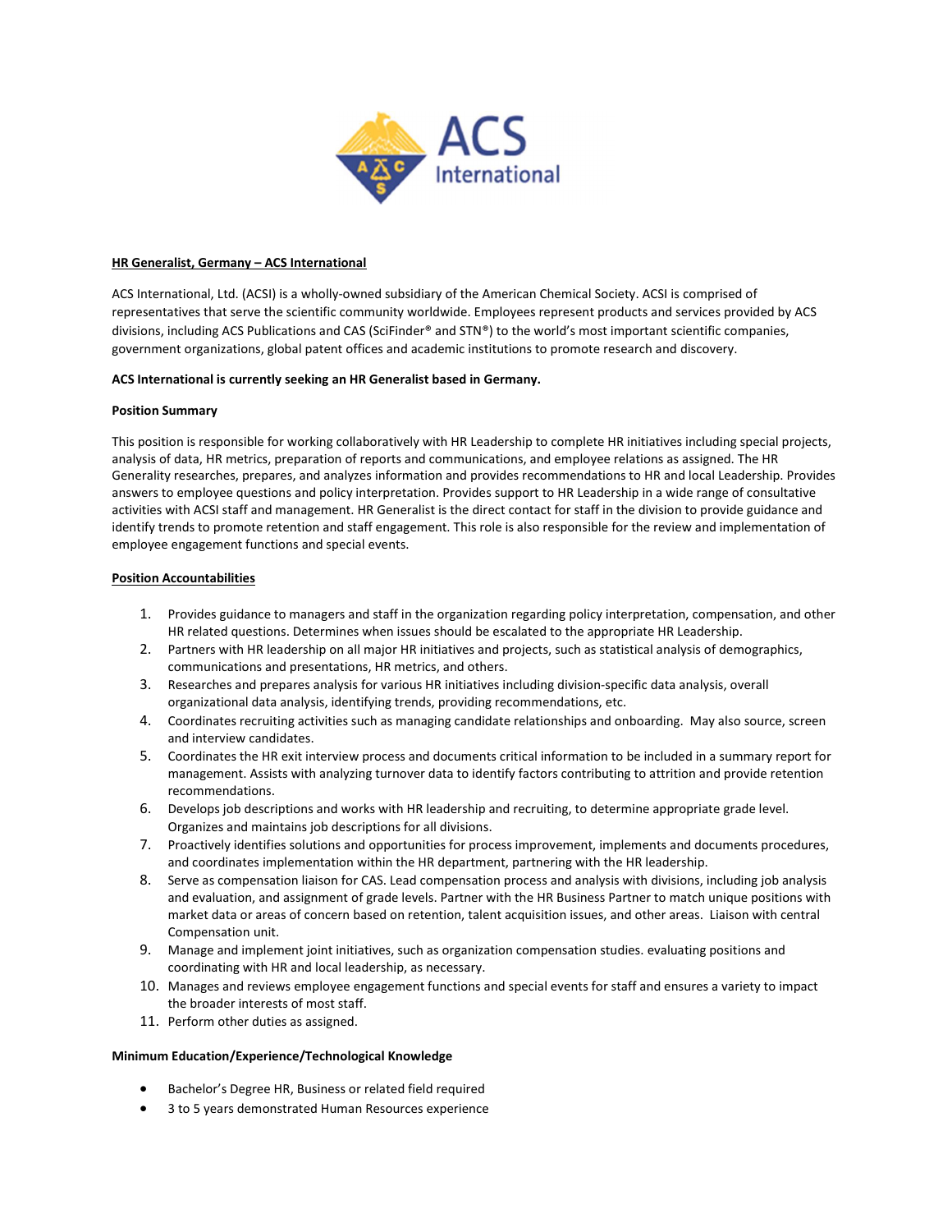**HR Generalist, Germany – ACS International**

ACS International, Ltd. (ACSI) is a wholly-owned subsidiary of the American Chemical Society. ACSI is comprised of representatives that serve the scientific community worldwide. Employees represent products and services provided by ACS divisions, including ACS Publications and CAS (SciFinder® and STN®) to the world's most important scientific companies, government organizations, global patent offices and academic institutions to promote research and discovery.

**ACS International is currently seeking an HR Generalist based in Germany.**

**Position Summary**

This position is responsible for working collaboratively with HR Leadership to complete HR initiatives including special projects, analysis of data, HR metrics, preparation of reports and communications, and employee relations as assigned. The HR Generality researches, prepares, and analyzes information and provides recommendations to HR and local Leadership. Provides answers to employee questions and policy interpretation. Provides support to HR Leadership in a wide range of consultative activities with ACSI staff and management. HR Generalist is the direct contact for staff in the division to provide guidance and identify trends to promote retention and staff engagement. This role is also responsible for the review and implementation of employee engagement functions and special events.

**Position Accountabilities**

1. Provides guidance to managers and staff in the organization regarding policy interpretation, compensation, and other HR related questions. Determines when issues should be escalated to the appropriate HR Leadership.
2. Partners with HR leadership on all major HR initiatives and projects, such as statistical analysis of demographics, communications and presentations, HR metrics, and others.
3. Researches and prepares analysis for various HR initiatives including division-specific data analysis, overall organizational data analysis, identifying trends, providing recommendations, etc.
4. Coordinates recruiting activities such as managing candidate relationships and onboarding. May also source, screen and interview candidates.
5. Coordinates the HR exit interview process and documents critical information to be included in a summary report for management. Assists with analyzing turnover data to identify factors contributing to attrition and provide retention recommendations.
6. Develops job descriptions and works with HR leadership and recruiting, to determine appropriate grade level. Organizes and maintains job descriptions for all divisions.
7. Proactively identifies solutions and opportunities for process improvement, implements and documents procedures, and coordinates implementation within the HR department, partnering with the HR leadership.
8. Serve as compensation liaison for CAS. Lead compensation process and analysis with divisions, including job analysis and evaluation, and assignment of grade levels. Partner with the HR Business Partner to match unique positions with market data or areas of concern based on retention, talent acquisition issues, and other areas. Liaison with central Compensation unit.
9. Manage and implement joint initiatives, such as organization compensation studies. evaluating positions and coordinating with HR and local leadership, as necessary.
10. Manages and reviews employee engagement functions and special events for staff and ensures a variety to impact the broader interests of most staff.
11. Perform other duties as assigned.

**Minimum Education/Experience/Technological Knowledge**

- Bachelor's Degree HR, Business or related field required
- 3 to 5 years demonstrated Human Resources experience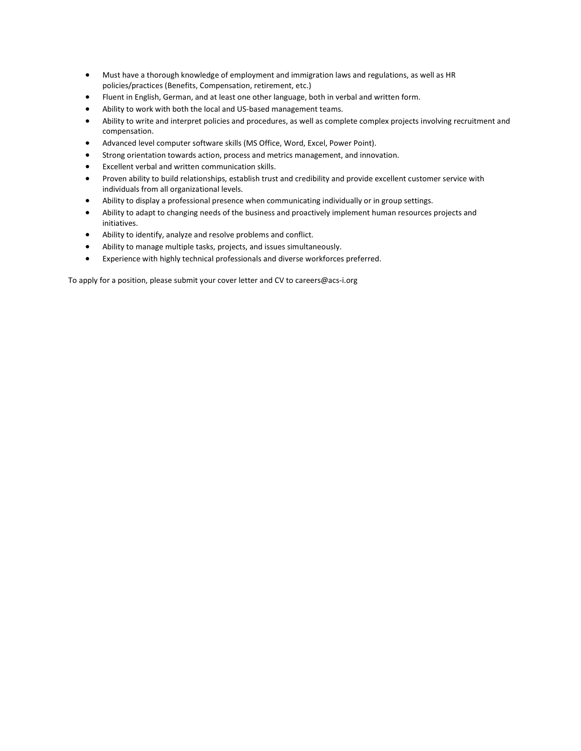- Must have a thorough knowledge of employment and immigration laws and regulations, as well as HR policies/practices (Benefits, Compensation, retirement, etc.)
- Fluent in English, German, and at least one other language, both in verbal and written form.
- Ability to work with both the local and US-based management teams.
- Ability to write and interpret policies and procedures, as well as complete complex projects involving recruitment and compensation.
- Advanced level computer software skills (MS Office, Word, Excel, Power Point).
- Strong orientation towards action, process and metrics management, and innovation.
- Excellent verbal and written communication skills.
- Proven ability to build relationships, establish trust and credibility and provide excellent customer service with individuals from all organizational levels.
- Ability to display a professional presence when communicating individually or in group settings.
- Ability to adapt to changing needs of the business and proactively implement human resources projects and initiatives.
- Ability to identify, analyze and resolve problems and conflict.
- Ability to manage multiple tasks, projects, and issues simultaneously.
- Experience with highly technical professionals and diverse workforces preferred.

To apply for a position, please submit your cover letter and CV to careers@acs-i.org